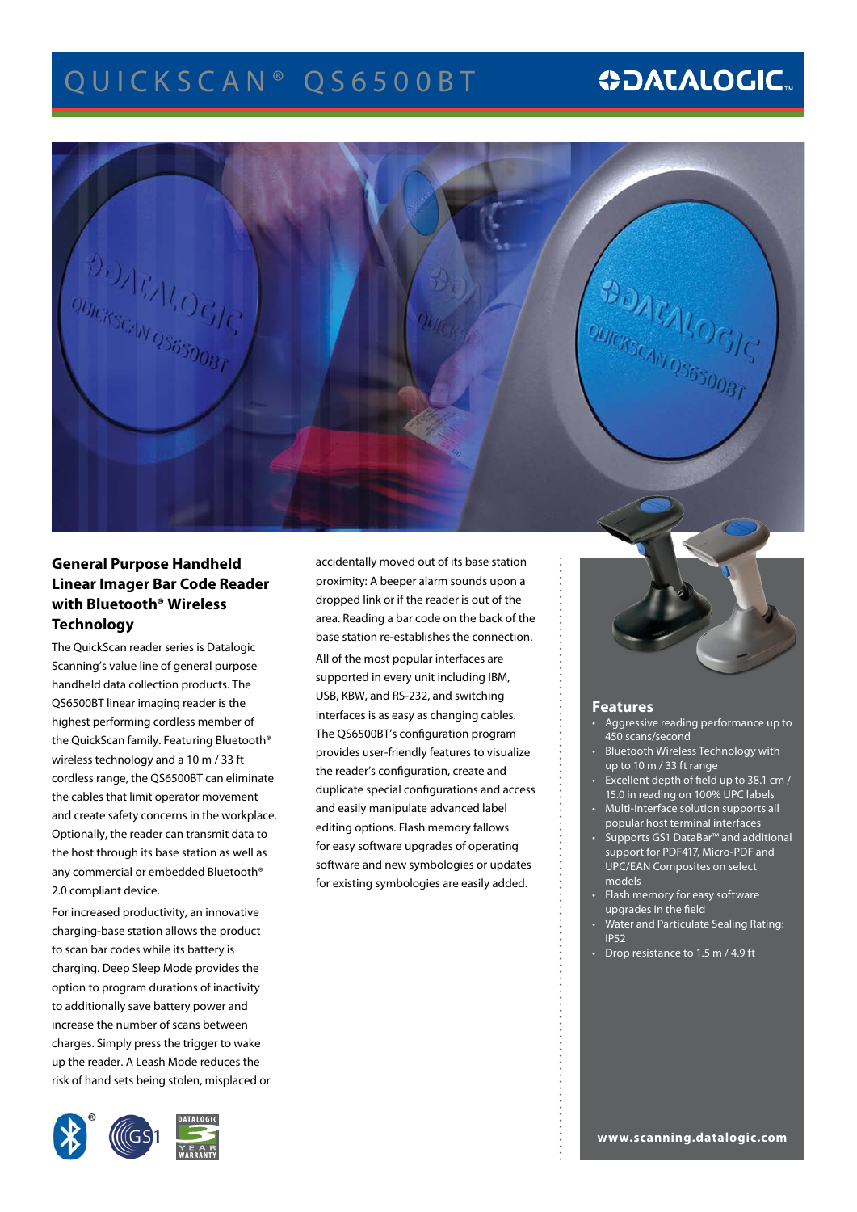# QUICKSCAN® QS6500BT

## General Purpose Handheld Linear Imager Bar Code Reader with Bluetooth® Wireless Technology

The QuickScan reader series is Datalogic Scanning's value line of general purpose handheld data collection products. The QS6500BT linear imaging reader is the highest performing cordless member of the QuickScan family. Featuring Bluetooth® wireless technology and a 10 m / 33 ft cordless range, the QS6500BT can eliminate the cables that limit operator movement and create safety concerns in the workplace. Optionally, the reader can transmit data to the host through its base station as well as any commercial or embedded Bluetooth® 2.0 compliant device.

For increased productivity, an innovative charging-base station allows the product to scan bar codes while its battery is charging. Deep Sleep Mode provides the option to program durations of inactivity to additionally save battery power and increase the number of scans between charges. Simply press the trigger to wake up the reader. A Leash Mode reduces the risk of hand sets being stolen, misplaced or accidentally moved out of its base station proximity: A beeper alarm sounds upon a dropped link or if the reader is out of the area. Reading a bar code on the back of the base station re-establishes the connection.

All of the most popular interfaces are supported in every unit including IBM, USB, KBW, and RS-232, and switching interfaces is as easy as changing cables. The QS6500BT's configuration program provides user-friendly features to visualize the reader's configuration, create and duplicate special configurations and access and easily manipulate advanced label editing options. Flash memory fallows for easy software upgrades of operating software and new symbologies or updates for existing symbologies are easily added.

## Features

- Aggressive reading performance up to 450 scans/second
- Bluetooth Wireless Technology with up to 10 m / 33 ft range
- Excellent depth of field up to 38.1 cm / 15.0 in reading on 100% UPC labels
- Multi-interface solution supports all popular host terminal interfaces
- Supports GS1 DataBar™ and additional support for PDF417, Micro-PDF and UPC/EAN Composites on select models
- Flash memory for easy software upgrades in the field
- Water and Particulate Sealing Rating: IP52
- Drop resistance to 1.5 m / 4.9 ft

www.scanning.datalogic.com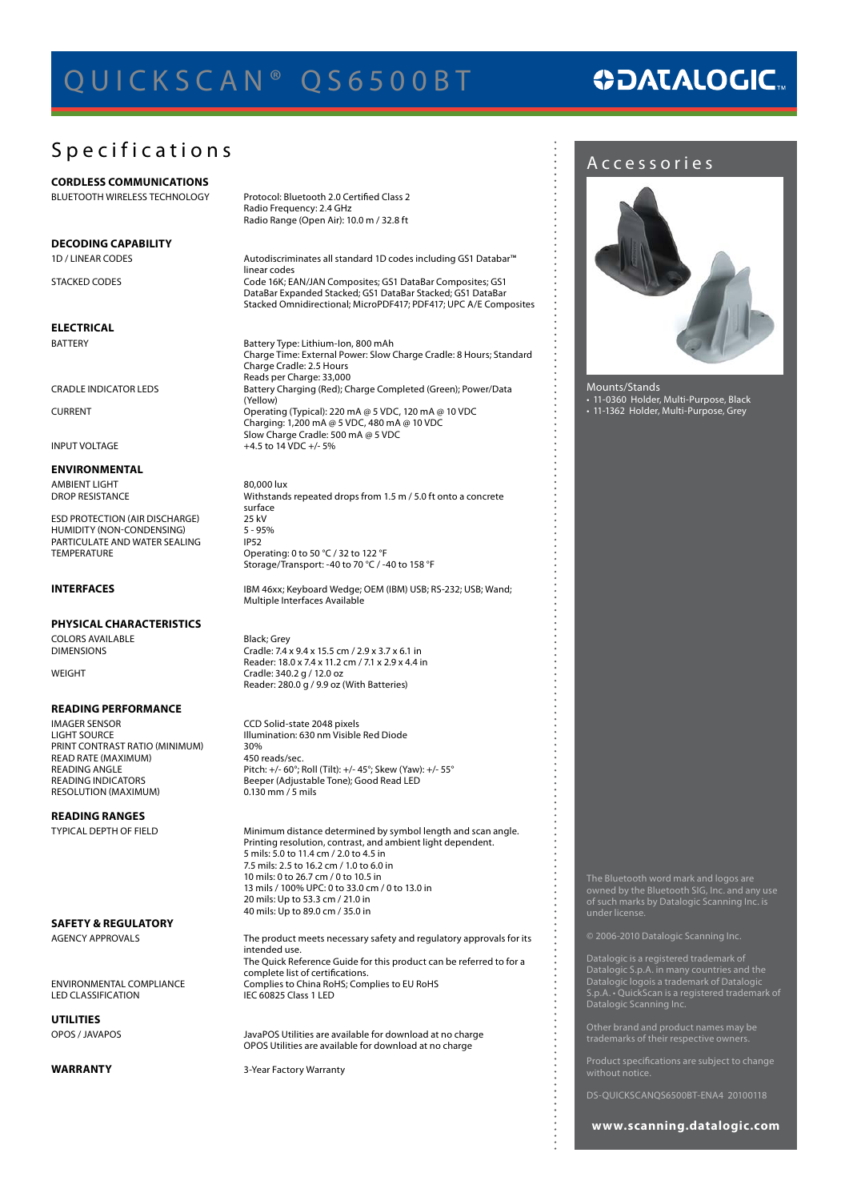# QUICKSCAN® QS6500BT

## Specifications

### CORDLESS COMMUNICATIONS

| | |
|---|---|
| BLUETOOTH WIRELESS TECHNOLOGY | Protocol: Bluetooth 2.0 Certified Class 2<br>Radio Frequency: 2.4 GHz<br>Radio Range (Open Air): 10.0 m / 32.8 ft |

### DECODING CAPABILITY

| | |
|---|---|
| 1D / LINEAR CODES | Autodiscriminates all standard 1D codes including GS1 Databar™ linear codes |
| STACKED CODES | Code 16K; EAN/JAN Composites; GS1 DataBar Composites; GS1 DataBar Expanded Stacked; GS1 DataBar Stacked; GS1 DataBar Stacked Omnidirectional; MicroPDF417; PDF417; UPC A/E Composites |

### ELECTRICAL

| | |
|---|---|
| BATTERY | Battery Type: Lithium-Ion, 800 mAh<br>Charge Time: External Power: Slow Charge Cradle: 8 Hours; Standard Charge Cradle: 2.5 Hours<br>Reads per Charge: 33,000 |
| CRADLE INDICATOR LEDS | Battery Charging (Red); Charge Completed (Green); Power/Data (Yellow) |
| CURRENT | Operating (Typical): 220 mA @ 5 VDC, 120 mA @ 10 VDC<br>Charging: 1,200 mA @ 5 VDC, 480 mA @ 10 VDC<br>Slow Charge Cradle: 500 mA @ 5 VDC |
| INPUT VOLTAGE | +4.5 to 14 VDC +/- 5% |

### ENVIRONMENTAL

| | |
|---|---|
| AMBIENT LIGHT | 80,000 lux |
| DROP RESISTANCE | Withstands repeated drops from 1.5 m / 5.0 ft onto a concrete surface |
| ESD PROTECTION (AIR DISCHARGE) | 25 kV |
| HUMIDITY (NON-CONDENSING) | 5 - 95% |
| PARTICULATE AND WATER SEALING | IP52 |
| TEMPERATURE | Operating: 0 to 50 °C / 32 to 122 °F<br>Storage/Transport: -40 to 70 °C / -40 to 158 °F |

### INTERFACES

IBM 46xx; Keyboard Wedge; OEM (IBM) USB; RS-232; USB; Wand; Multiple Interfaces Available

### PHYSICAL CHARACTERISTICS

| | |
|---|---|
| COLORS AVAILABLE | Black; Grey |
| DIMENSIONS | Cradle: 7.4 x 9.4 x 15.5 cm / 2.9 x 3.7 x 6.1 in<br>Reader: 18.0 x 7.4 x 11.2 cm / 7.1 x 2.9 x 4.4 in |
| WEIGHT | Cradle: 340.2 g / 12.0 oz<br>Reader: 280.0 g / 9.9 oz (With Batteries) |

### READING PERFORMANCE

| | |
|---|---|
| IMAGER SENSOR | CCD Solid-state 2048 pixels |
| LIGHT SOURCE | Illumination: 630 nm Visible Red Diode |
| PRINT CONTRAST RATIO (MINIMUM) | 30% |
| READ RATE (MAXIMUM) | 450 reads/sec. |
| READING ANGLE | Pitch: +/- 60°; Roll (Tilt): +/- 45°; Skew (Yaw): +/- 55° |
| READING INDICATORS | Beeper (Adjustable Tone); Good Read LED |
| RESOLUTION (MAXIMUM) | 0.130 mm / 5 mils |

### READING RANGES

| | |
|---|---|
| TYPICAL DEPTH OF FIELD | Minimum distance determined by symbol length and scan angle. Printing resolution, contrast, and ambient light dependent.<br>5 mils: 5.0 to 11.4 cm / 2.0 to 4.5 in<br>7.5 mils: 2.5 to 16.2 cm / 1.0 to 6.0 in<br>10 mils: 0 to 26.7 cm / 0 to 10.5 in<br>13 mils / 100% UPC: 0 to 33.0 cm / 0 to 13.0 in<br>20 mils: Up to 53.3 cm / 21.0 in<br>40 mils: Up to 89.0 cm / 35.0 in |

### SAFETY & REGULATORY

| | |
|---|---|
| AGENCY APPROVALS | The product meets necessary safety and regulatory approvals for its intended use.<br>The Quick Reference Guide for this product can be referred to for a complete list of certifications. |
| ENVIRONMENTAL COMPLIANCE | Complies to China RoHS; Complies to EU RoHS |
| LED CLASSIFICATION | IEC 60825 Class 1 LED |

### UTILITIES

| | |
|---|---|
| OPOS / JAVAPOS | JavaPOS Utilities are available for download at no charge<br>OPOS Utilities are available for download at no charge |

### WARRANTY

3-Year Factory Warranty

## Accessories

Mounts/Stands

- 11-0360 Holder, Multi-Purpose, Black
- 11-1362 Holder, Multi-Purpose, Grey

The Bluetooth word mark and logos are owned by the Bluetooth SIG, Inc. and any use of such marks by Datalogic Scanning Inc. is under license.

© 2006-2010 Datalogic Scanning Inc.

Datalogic is a registered trademark of Datalogic S.p.A. in many countries and the Datalogic logois a trademark of Datalogic S.p.A. • QuickScan is a registered trademark of Datalogic Scanning Inc.

Other brand and product names may be trademarks of their respective owners.

Product specifications are subject to change without notice.

DS-QUICKSCANQS6500BT-ENA4 20100118

**www.scanning.datalogic.com**